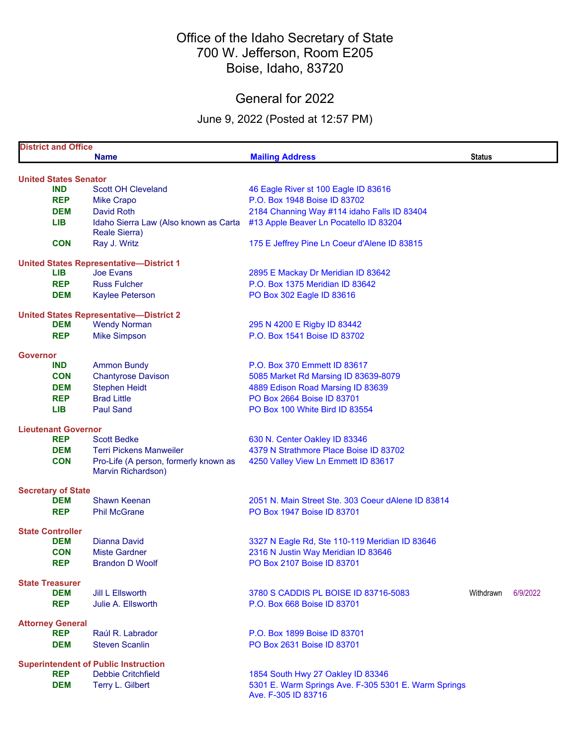# Office of the Idaho Secretary of State
## 700 W. Jefferson, Room E205
## Boise, Idaho, 83720

## General for 2022

June 9, 2022 (Posted at 12:57 PM)

| District and Office | Name | Mailing Address | Status | |
|---|---|---|---|---|
| **United States Senator** | | | | |
| IND | Scott OH Cleveland | 46 Eagle River st 100 Eagle ID 83616 | | |
| REP | Mike Crapo | P.O. Box 1948 Boise ID 83702 | | |
| DEM | David Roth | 2184 Channing Way #114 idaho Falls ID 83404 | | |
| LIB | Idaho Sierra Law (Also known as Carta Reale Sierra) | #13 Apple Beaver Ln Pocatello ID 83204 | | |
| CON | Ray J. Writz | 175 E Jeffrey Pine Ln Coeur d'Alene ID 83815 | | |
| **United States Representative—District 1** | | | | |
| LIB | Joe Evans | 2895 E Mackay Dr Meridian ID 83642 | | |
| REP | Russ Fulcher | P.O. Box 1375 Meridian ID 83642 | | |
| DEM | Kaylee Peterson | PO Box 302 Eagle ID 83616 | | |
| **United States Representative—District 2** | | | | |
| DEM | Wendy Norman | 295 N 4200 E Rigby ID 83442 | | |
| REP | Mike Simpson | P.O. Box 1541 Boise ID 83702 | | |
| **Governor** | | | | |
| IND | Ammon Bundy | P.O. Box 370 Emmett ID 83617 | | |
| CON | Chantyrose Davison | 5085 Market Rd Marsing ID 83639-8079 | | |
| DEM | Stephen Heidt | 4889 Edison Road Marsing ID 83639 | | |
| REP | Brad Little | PO Box 2664 Boise ID 83701 | | |
| LIB | Paul Sand | PO Box 100 White Bird ID 83554 | | |
| **Lieutenant Governor** | | | | |
| REP | Scott Bedke | 630 N. Center Oakley ID 83346 | | |
| DEM | Terri Pickens Manweiler | 4379 N Strathmore Place Boise ID 83702 | | |
| CON | Pro-Life (A person, formerly known as Marvin Richardson) | 4250 Valley View Ln Emmett ID 83617 | | |
| **Secretary of State** | | | | |
| DEM | Shawn Keenan | 2051 N. Main Street Ste. 303 Coeur dAlene ID 83814 | | |
| REP | Phil McGrane | PO Box 1947 Boise ID 83701 | | |
| **State Controller** | | | | |
| DEM | Dianna David | 3327 N Eagle Rd, Ste 110-119 Meridian ID 83646 | | |
| CON | Miste Gardner | 2316 N Justin Way Meridian ID 83646 | | |
| REP | Brandon D Woolf | PO Box 2107 Boise ID 83701 | | |
| **State Treasurer** | | | | |
| DEM | Jill L Ellsworth | 3780 S CADDIS PL BOISE ID 83716-5083 | Withdrawn | 6/9/2022 |
| REP | Julie A. Ellsworth | P.O. Box 668 Boise ID 83701 | | |
| **Attorney General** | | | | |
| REP | Raúl R. Labrador | P.O. Box 1899 Boise ID 83701 | | |
| DEM | Steven Scanlin | PO Box 2631 Boise ID 83701 | | |
| **Superintendent of Public Instruction** | | | | |
| REP | Debbie Critchfield | 1854 South Hwy 27 Oakley ID 83346 | | |
| DEM | Terry L. Gilbert | 5301 E. Warm Springs Ave. F-305 5301 E. Warm Springs Ave. F-305 ID 83716 | | |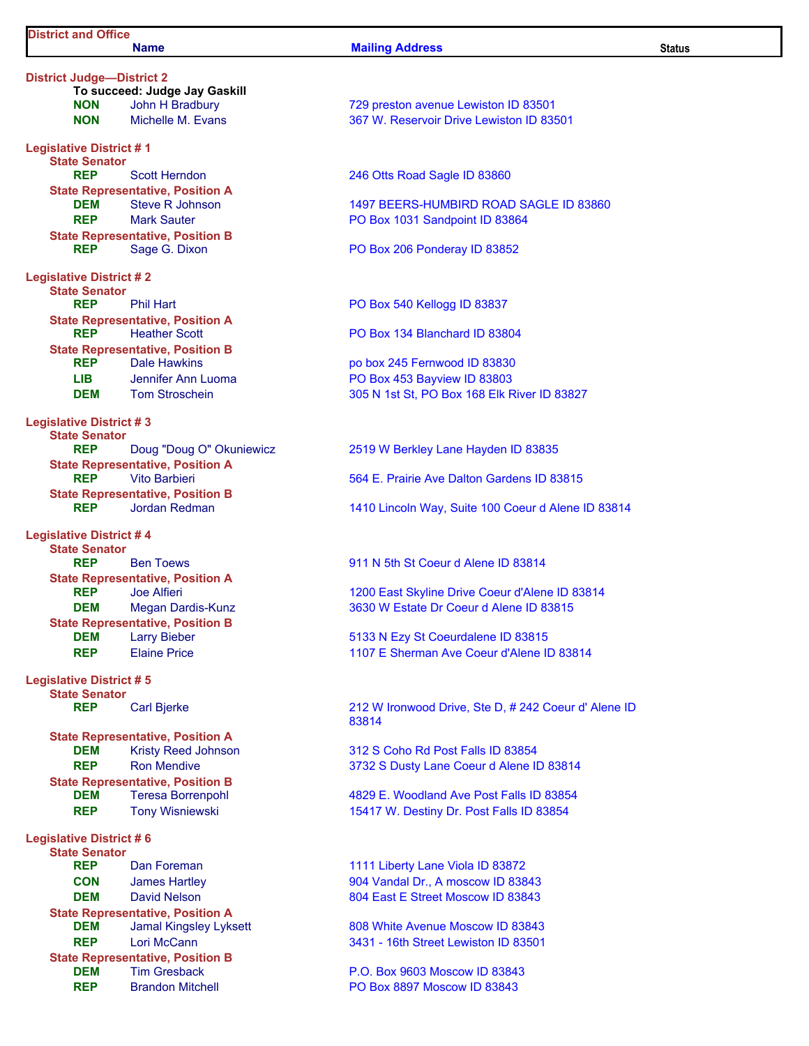| District and Office | Name | Mailing Address | Status |
|---|---|---|---|

**District Judge—District 2**

**To succeed: Judge Jay Gaskill**

| Party | Name | Mailing Address | Status |
|---|---|---|---|
| NON | John H Bradbury | 729 preston avenue Lewiston ID 83501 | |
| NON | Michelle M. Evans | 367 W. Reservoir Drive Lewiston ID 83501 | |

**Legislative District # 1**

| Party | Name | Mailing Address | Status |
|---|---|---|---|
| **State Senator** | | | |
| REP | Scott Herndon | 246 Otts Road Sagle ID 83860 | |
| **State Representative, Position A** | | | |
| DEM | Steve R Johnson | 1497 BEERS-HUMBIRD ROAD SAGLE ID 83860 | |
| REP | Mark Sauter | PO Box 1031 Sandpoint ID 83864 | |
| **State Representative, Position B** | | | |
| REP | Sage G. Dixon | PO Box 206 Ponderay ID 83852 | |

**Legislative District # 2**

| Party | Name | Mailing Address | Status |
|---|---|---|---|
| **State Senator** | | | |
| REP | Phil Hart | PO Box 540 Kellogg ID 83837 | |
| **State Representative, Position A** | | | |
| REP | Heather Scott | PO Box 134 Blanchard ID 83804 | |
| **State Representative, Position B** | | | |
| REP | Dale Hawkins | po box 245 Fernwood ID 83830 | |
| LIB | Jennifer Ann Luoma | PO Box 453 Bayview ID 83803 | |
| DEM | Tom Stroschein | 305 N 1st St, PO Box 168 Elk River ID 83827 | |

**Legislative District # 3**

| Party | Name | Mailing Address | Status |
|---|---|---|---|
| **State Senator** | | | |
| REP | Doug "Doug O" Okuniewicz | 2519 W Berkley Lane Hayden ID 83835 | |
| **State Representative, Position A** | | | |
| REP | Vito Barbieri | 564 E. Prairie Ave Dalton Gardens ID 83815 | |
| **State Representative, Position B** | | | |
| REP | Jordan Redman | 1410 Lincoln Way, Suite 100 Coeur d Alene ID 83814 | |

**Legislative District # 4**

| Party | Name | Mailing Address | Status |
|---|---|---|---|
| **State Senator** | | | |
| REP | Ben Toews | 911 N 5th St Coeur d Alene ID 83814 | |
| **State Representative, Position A** | | | |
| REP | Joe Alfieri | 1200 East Skyline Drive Coeur d'Alene ID 83814 | |
| DEM | Megan Dardis-Kunz | 3630 W Estate Dr Coeur d Alene ID 83815 | |
| **State Representative, Position B** | | | |
| DEM | Larry Bieber | 5133 N Ezy St Coeurdalene ID 83815 | |
| REP | Elaine Price | 1107 E Sherman Ave Coeur d'Alene ID 83814 | |

**Legislative District # 5**

| Party | Name | Mailing Address | Status |
|---|---|---|---|
| **State Senator** | | | |
| REP | Carl Bjerke | 212 W Ironwood Drive, Ste D, # 242 Coeur d' Alene ID 83814 | |
| **State Representative, Position A** | | | |
| DEM | Kristy Reed Johnson | 312 S Coho Rd Post Falls ID 83854 | |
| REP | Ron Mendive | 3732 S Dusty Lane Coeur d Alene ID 83814 | |
| **State Representative, Position B** | | | |
| DEM | Teresa Borrenpohl | 4829 E. Woodland Ave Post Falls ID 83854 | |
| REP | Tony Wisniewski | 15417 W. Destiny Dr. Post Falls ID 83854 | |

**Legislative District # 6**

| Party | Name | Mailing Address | Status |
|---|---|---|---|
| **State Senator** | | | |
| REP | Dan Foreman | 1111 Liberty Lane Viola ID 83872 | |
| CON | James Hartley | 904 Vandal Dr., A moscow ID 83843 | |
| DEM | David Nelson | 804 East E Street Moscow ID 83843 | |
| **State Representative, Position A** | | | |
| DEM | Jamal Kingsley Lyksett | 808 White Avenue Moscow ID 83843 | |
| REP | Lori McCann | 3431 - 16th Street Lewiston ID 83501 | |
| **State Representative, Position B** | | | |
| DEM | Tim Gresback | P.O. Box 9603 Moscow ID 83843 | |
| REP | Brandon Mitchell | PO Box 8897 Moscow ID 83843 | |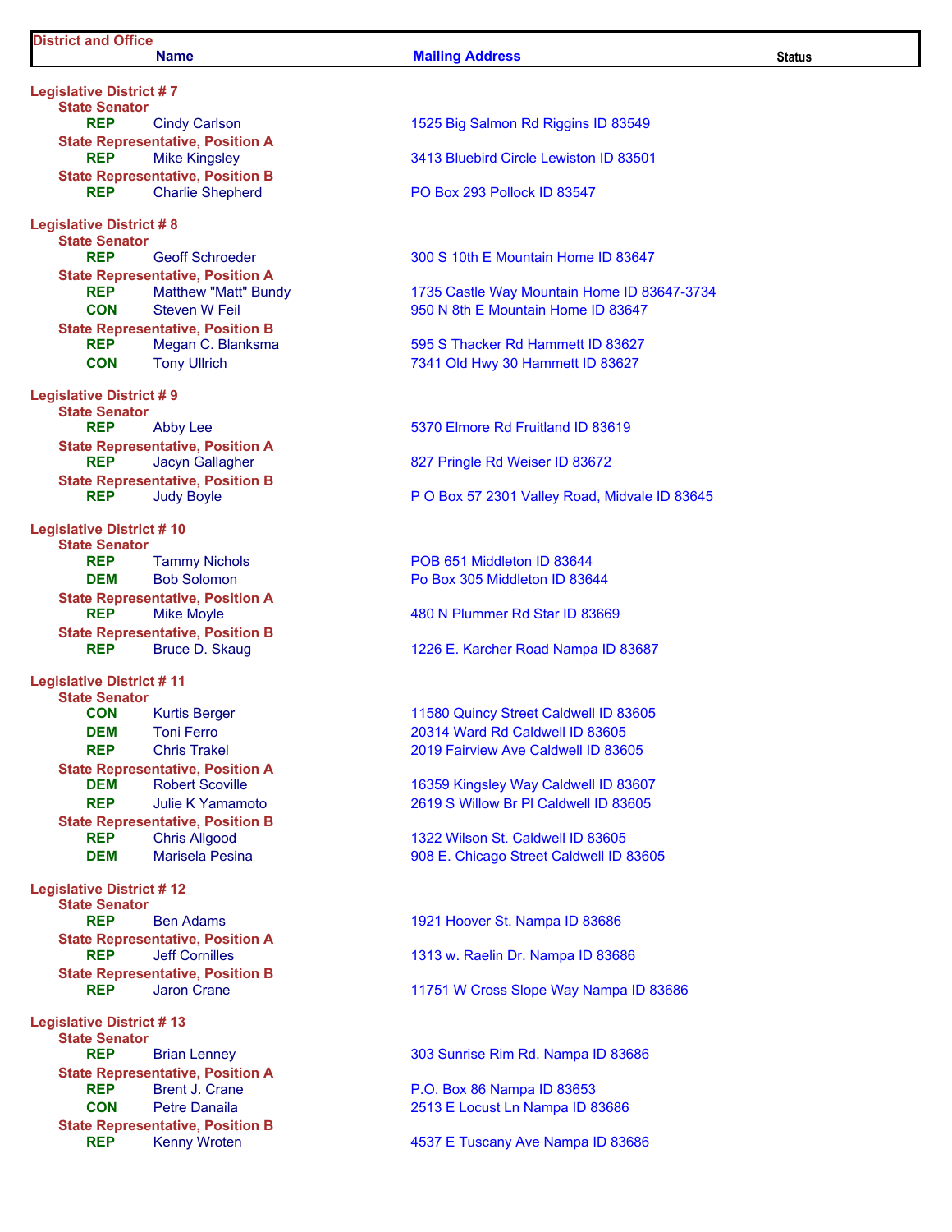| District and Office | Name | Mailing Address | Status |
|---|---|---|---|
| **Legislative District # 7** | | | |
| **State Senator** | | | |
| REP | Cindy Carlson | 1525 Big Salmon Rd Riggins ID 83549 | |
| **State Representative, Position A** | | | |
| REP | Mike Kingsley | 3413 Bluebird Circle Lewiston ID 83501 | |
| **State Representative, Position B** | | | |
| REP | Charlie Shepherd | PO Box 293 Pollock ID 83547 | |
| **Legislative District # 8** | | | |
| **State Senator** | | | |
| REP | Geoff Schroeder | 300 S 10th E Mountain Home ID 83647 | |
| **State Representative, Position A** | | | |
| REP | Matthew "Matt" Bundy | 1735 Castle Way Mountain Home ID 83647-3734 | |
| CON | Steven W Feil | 950 N 8th E Mountain Home ID 83647 | |
| **State Representative, Position B** | | | |
| REP | Megan C. Blanksma | 595 S Thacker Rd Hammett ID 83627 | |
| CON | Tony Ullrich | 7341 Old Hwy 30 Hammett ID 83627 | |
| **Legislative District # 9** | | | |
| **State Senator** | | | |
| REP | Abby Lee | 5370 Elmore Rd Fruitland ID 83619 | |
| **State Representative, Position A** | | | |
| REP | Jacyn Gallagher | 827 Pringle Rd Weiser ID 83672 | |
| **State Representative, Position B** | | | |
| REP | Judy Boyle | P O Box 57 2301 Valley Road, Midvale ID 83645 | |
| **Legislative District # 10** | | | |
| **State Senator** | | | |
| REP | Tammy Nichols | POB 651 Middleton ID 83644 | |
| DEM | Bob Solomon | Po Box 305 Middleton ID 83644 | |
| **State Representative, Position A** | | | |
| REP | Mike Moyle | 480 N Plummer Rd Star ID 83669 | |
| **State Representative, Position B** | | | |
| REP | Bruce D. Skaug | 1226 E. Karcher Road Nampa ID 83687 | |
| **Legislative District # 11** | | | |
| **State Senator** | | | |
| CON | Kurtis Berger | 11580 Quincy Street Caldwell ID 83605 | |
| DEM | Toni Ferro | 20314 Ward Rd Caldwell ID 83605 | |
| REP | Chris Trakel | 2019 Fairview Ave Caldwell ID 83605 | |
| **State Representative, Position A** | | | |
| DEM | Robert Scoville | 16359 Kingsley Way Caldwell ID 83607 | |
| REP | Julie K Yamamoto | 2619 S Willow Br Pl Caldwell ID 83605 | |
| **State Representative, Position B** | | | |
| REP | Chris Allgood | 1322 Wilson St. Caldwell ID 83605 | |
| DEM | Marisela Pesina | 908 E. Chicago Street Caldwell ID 83605 | |
| **Legislative District # 12** | | | |
| **State Senator** | | | |
| REP | Ben Adams | 1921 Hoover St. Nampa ID 83686 | |
| **State Representative, Position A** | | | |
| REP | Jeff Cornilles | 1313 w. Raelin Dr. Nampa ID 83686 | |
| **State Representative, Position B** | | | |
| REP | Jaron Crane | 11751 W Cross Slope Way Nampa ID 83686 | |
| **Legislative District # 13** | | | |
| **State Senator** | | | |
| REP | Brian Lenney | 303 Sunrise Rim Rd. Nampa ID 83686 | |
| **State Representative, Position A** | | | |
| REP | Brent J. Crane | P.O. Box 86 Nampa ID 83653 | |
| CON | Petre Danaila | 2513 E Locust Ln Nampa ID 83686 | |
| **State Representative, Position B** | | | |
| REP | Kenny Wroten | 4537 E Tuscany Ave Nampa ID 83686 | |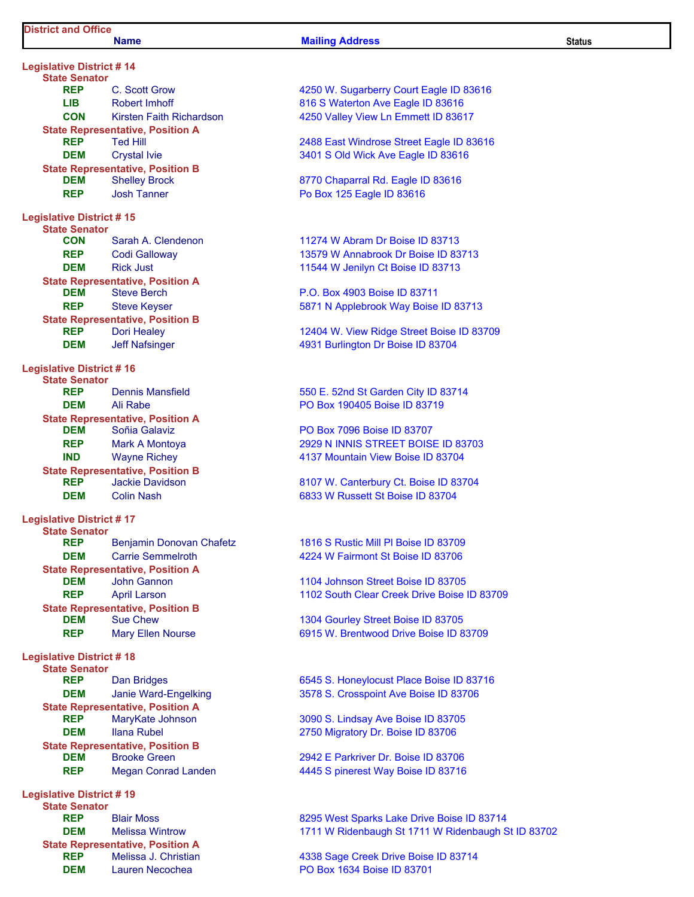| District and Office | | | |
|---|---|---|---|
| | **Name** | **Mailing Address** | **Status** |

## Legislative District # 14

### State Senator

| Party | Name | Mailing Address | Status |
|---|---|---|---|
| REP | C. Scott Grow | 4250 W. Sugarberry Court Eagle ID 83616 | |
| LIB | Robert Imhoff | 816 S Waterton Ave Eagle ID 83616 | |
| CON | Kirsten Faith Richardson | 4250 Valley View Ln Emmett ID 83617 | |

### State Representative, Position A

| Party | Name | Mailing Address | Status |
|---|---|---|---|
| REP | Ted Hill | 2488 East Windrose Street Eagle ID 83616 | |
| DEM | Crystal Ivie | 3401 S Old Wick Ave Eagle ID 83616 | |

### State Representative, Position B

| Party | Name | Mailing Address | Status |
|---|---|---|---|
| DEM | Shelley Brock | 8770 Chaparral Rd. Eagle ID 83616 | |
| REP | Josh Tanner | Po Box 125 Eagle ID 83616 | |

## Legislative District # 15

### State Senator

| Party | Name | Mailing Address | Status |
|---|---|---|---|
| CON | Sarah A. Clendenon | 11274 W Abram Dr Boise ID 83713 | |
| REP | Codi Galloway | 13579 W Annabrook Dr Boise ID 83713 | |
| DEM | Rick Just | 11544 W Jenilyn Ct Boise ID 83713 | |

### State Representative, Position A

| Party | Name | Mailing Address | Status |
|---|---|---|---|
| DEM | Steve Berch | P.O. Box 4903 Boise ID 83711 | |
| REP | Steve Keyser | 5871 N Applebrook Way Boise ID 83713 | |

### State Representative, Position B

| Party | Name | Mailing Address | Status |
|---|---|---|---|
| REP | Dori Healey | 12404 W. View Ridge Street Boise ID 83709 | |
| DEM | Jeff Nafsinger | 4931 Burlington Dr Boise ID 83704 | |

## Legislative District # 16

### State Senator

| Party | Name | Mailing Address | Status |
|---|---|---|---|
| REP | Dennis Mansfield | 550 E. 52nd St Garden City ID 83714 | |
| DEM | Ali Rabe | PO Box 190405 Boise ID 83719 | |

### State Representative, Position A

| Party | Name | Mailing Address | Status |
|---|---|---|---|
| DEM | Soñia Galaviz | PO Box 7096 Boise ID 83707 | |
| REP | Mark A Montoya | 2929 N INNIS STREET BOISE ID 83703 | |
| IND | Wayne Richey | 4137 Mountain View Boise ID 83704 | |

### State Representative, Position B

| Party | Name | Mailing Address | Status |
|---|---|---|---|
| REP | Jackie Davidson | 8107 W. Canterbury Ct. Boise ID 83704 | |
| DEM | Colin Nash | 6833 W Russett St Boise ID 83704 | |

## Legislative District # 17

### State Senator

| Party | Name | Mailing Address | Status |
|---|---|---|---|
| REP | Benjamin Donovan Chafetz | 1816 S Rustic Mill Pl Boise ID 83709 | |
| DEM | Carrie Semmelroth | 4224 W Fairmont St Boise ID 83706 | |

### State Representative, Position A

| Party | Name | Mailing Address | Status |
|---|---|---|---|
| DEM | John Gannon | 1104 Johnson Street Boise ID 83705 | |
| REP | April Larson | 1102 South Clear Creek Drive Boise ID 83709 | |

### State Representative, Position B

| Party | Name | Mailing Address | Status |
|---|---|---|---|
| DEM | Sue Chew | 1304 Gourley Street Boise ID 83705 | |
| REP | Mary Ellen Nourse | 6915 W. Brentwood Drive Boise ID 83709 | |

## Legislative District # 18

### State Senator

| Party | Name | Mailing Address | Status |
|---|---|---|---|
| REP | Dan Bridges | 6545 S. Honeylocust Place Boise ID 83716 | |
| DEM | Janie Ward-Engelking | 3578 S. Crosspoint Ave Boise ID 83706 | |

### State Representative, Position A

| Party | Name | Mailing Address | Status |
|---|---|---|---|
| REP | MaryKate Johnson | 3090 S. Lindsay Ave Boise ID 83705 | |
| DEM | Ilana Rubel | 2750 Migratory Dr. Boise ID 83706 | |

### State Representative, Position B

| Party | Name | Mailing Address | Status |
|---|---|---|---|
| DEM | Brooke Green | 2942 E Parkriver Dr. Boise ID 83706 | |
| REP | Megan Conrad Landen | 4445 S pinerest Way Boise ID 83716 | |

## Legislative District # 19

### State Senator

| Party | Name | Mailing Address | Status |
|---|---|---|---|
| REP | Blair Moss | 8295 West Sparks Lake Drive Boise ID 83714 | |
| DEM | Melissa Wintrow | 1711 W Ridenbaugh St 1711 W Ridenbaugh St ID 83702 | |

### State Representative, Position A

| Party | Name | Mailing Address | Status |
|---|---|---|---|
| REP | Melissa J. Christian | 4338 Sage Creek Drive Boise ID 83714 | |
| DEM | Lauren Necochea | PO Box 1634 Boise ID 83701 | |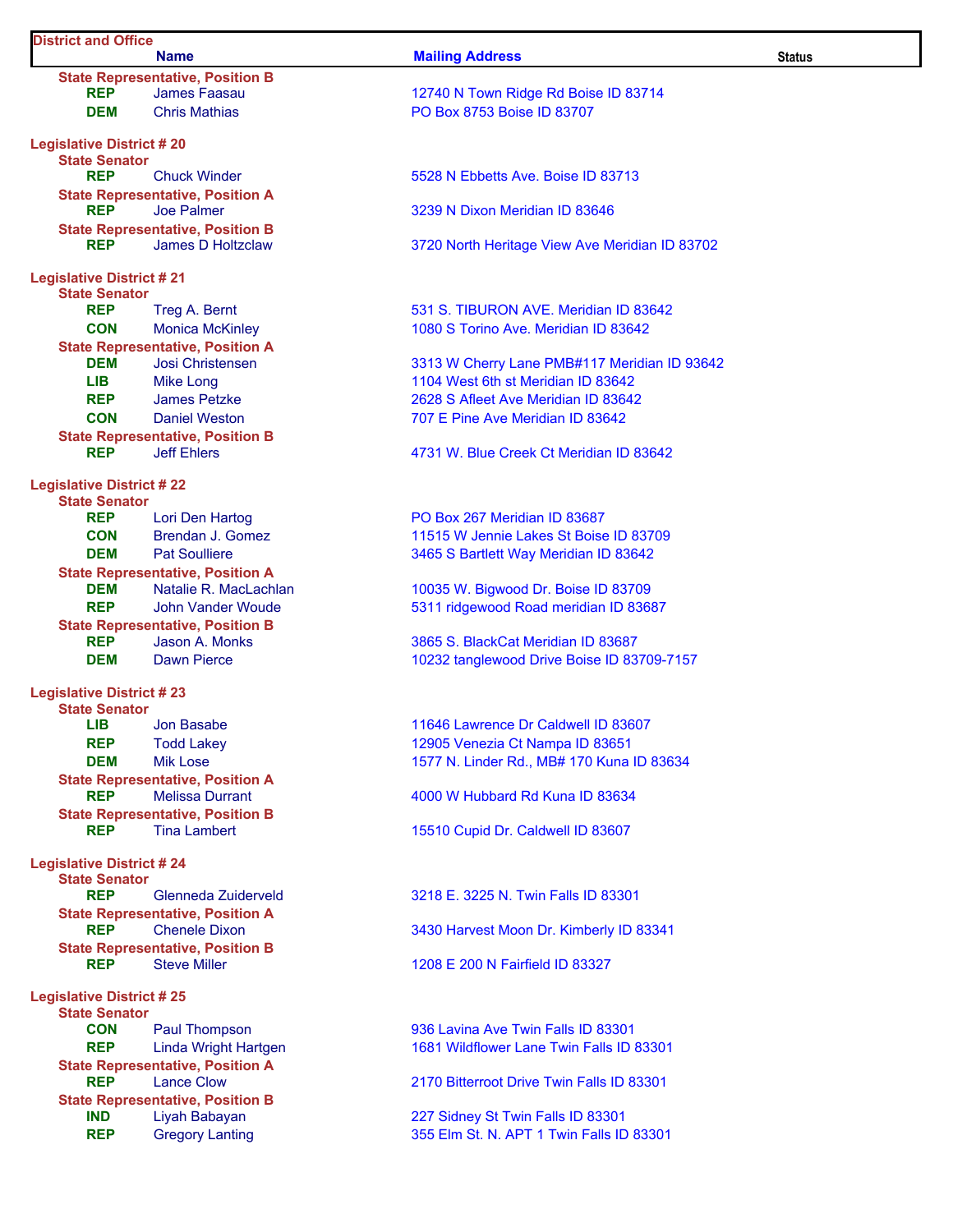| District and Office | Name | Mailing Address | Status |
|---|---|---|---|
| **State Representative, Position B** | | | |
| REP | James Faasau | 12740 N Town Ridge Rd Boise ID 83714 | |
| DEM | Chris Mathias | PO Box 8753 Boise ID 83707 | |
| **Legislative District # 20** | | | |
| **State Senator** | | | |
| REP | Chuck Winder | 5528 N Ebbetts Ave. Boise ID 83713 | |
| **State Representative, Position A** | | | |
| REP | Joe Palmer | 3239 N Dixon Meridian ID 83646 | |
| **State Representative, Position B** | | | |
| REP | James D Holtzclaw | 3720 North Heritage View Ave Meridian ID 83702 | |
| **Legislative District # 21** | | | |
| **State Senator** | | | |
| REP | Treg A. Bernt | 531 S. TIBURON AVE. Meridian ID 83642 | |
| CON | Monica McKinley | 1080 S Torino Ave. Meridian ID 83642 | |
| **State Representative, Position A** | | | |
| DEM | Josi Christensen | 3313 W Cherry Lane PMB#117 Meridian ID 93642 | |
| LIB | Mike Long | 1104 West 6th st Meridian ID 83642 | |
| REP | James Petzke | 2628 S Afleet Ave Meridian ID 83642 | |
| CON | Daniel Weston | 707 E Pine Ave Meridian ID 83642 | |
| **State Representative, Position B** | | | |
| REP | Jeff Ehlers | 4731 W. Blue Creek Ct Meridian ID 83642 | |
| **Legislative District # 22** | | | |
| **State Senator** | | | |
| REP | Lori Den Hartog | PO Box 267 Meridian ID 83687 | |
| CON | Brendan J. Gomez | 11515 W Jennie Lakes St Boise ID 83709 | |
| DEM | Pat Soulliere | 3465 S Bartlett Way Meridian ID 83642 | |
| **State Representative, Position A** | | | |
| DEM | Natalie R. MacLachlan | 10035 W. Bigwood Dr. Boise ID 83709 | |
| REP | John Vander Woude | 5311 ridgewood Road meridian ID 83687 | |
| **State Representative, Position B** | | | |
| REP | Jason A. Monks | 3865 S. BlackCat Meridian ID 83687 | |
| DEM | Dawn Pierce | 10232 tanglewood Drive Boise ID 83709-7157 | |
| **Legislative District # 23** | | | |
| **State Senator** | | | |
| LIB | Jon Basabe | 11646 Lawrence Dr Caldwell ID 83607 | |
| REP | Todd Lakey | 12905 Venezia Ct Nampa ID 83651 | |
| DEM | Mik Lose | 1577 N. Linder Rd., MB# 170 Kuna ID 83634 | |
| **State Representative, Position A** | | | |
| REP | Melissa Durrant | 4000 W Hubbard Rd Kuna ID 83634 | |
| **State Representative, Position B** | | | |
| REP | Tina Lambert | 15510 Cupid Dr. Caldwell ID 83607 | |
| **Legislative District # 24** | | | |
| **State Senator** | | | |
| REP | Glenneda Zuiderveld | 3218 E. 3225 N. Twin Falls ID 83301 | |
| **State Representative, Position A** | | | |
| REP | Chenele Dixon | 3430 Harvest Moon Dr. Kimberly ID 83341 | |
| **State Representative, Position B** | | | |
| REP | Steve Miller | 1208 E 200 N Fairfield ID 83327 | |
| **Legislative District # 25** | | | |
| **State Senator** | | | |
| CON | Paul Thompson | 936 Lavina Ave Twin Falls ID 83301 | |
| REP | Linda Wright Hartgen | 1681 Wildflower Lane Twin Falls ID 83301 | |
| **State Representative, Position A** | | | |
| REP | Lance Clow | 2170 Bitterroot Drive Twin Falls ID 83301 | |
| **State Representative, Position B** | | | |
| IND | Liyah Babayan | 227 Sidney St Twin Falls ID 83301 | |
| REP | Gregory Lanting | 355 Elm St. N. APT 1 Twin Falls ID 83301 | |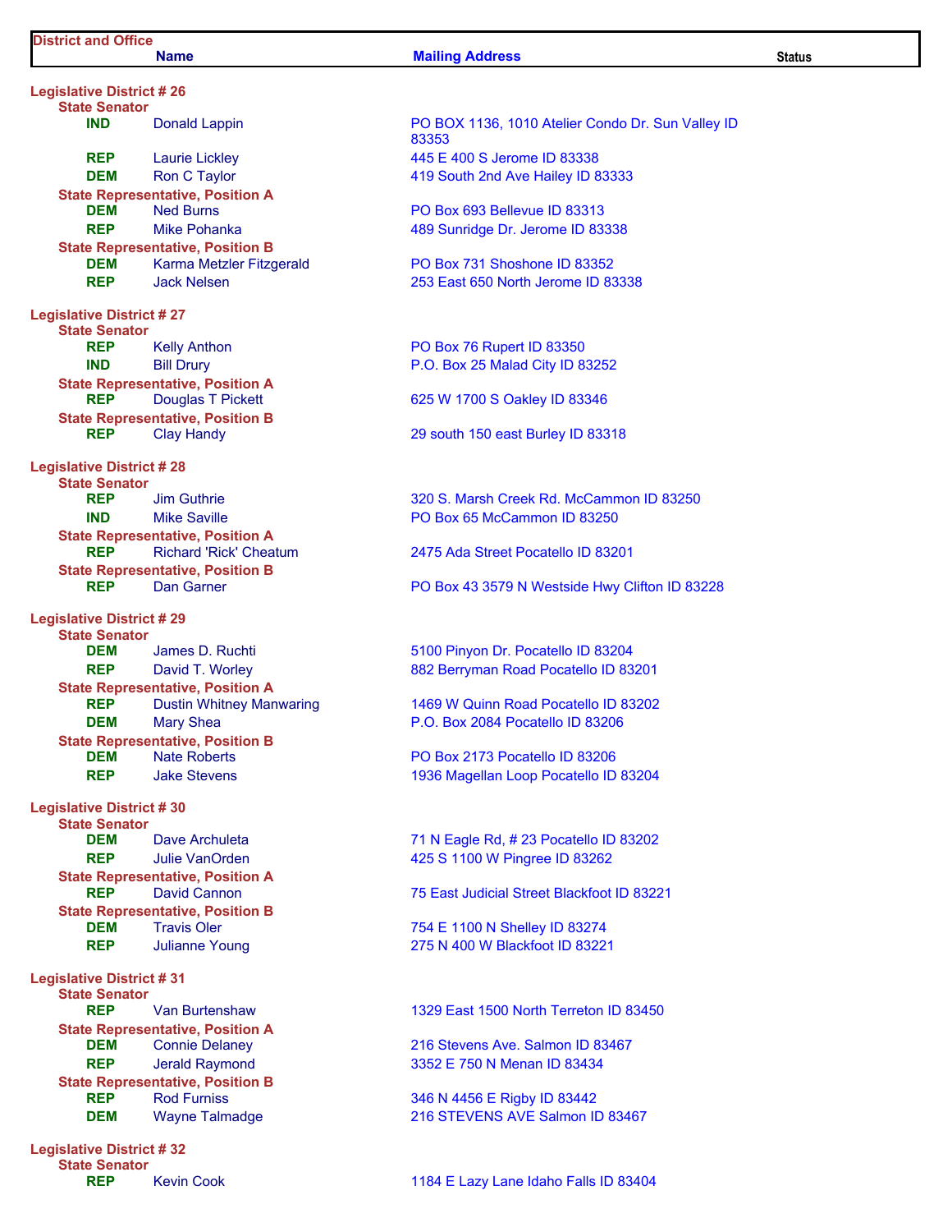| District and Office | Name | Mailing Address | Status |
|---|---|---|---|
| **Legislative District # 26** | | | |
| **State Senator** | | | |
| IND | Donald Lappin | PO BOX 1136, 1010 Atelier Condo Dr. Sun Valley ID 83353 | |
| REP | Laurie Lickley | 445 E 400 S Jerome ID 83338 | |
| DEM | Ron C Taylor | 419 South 2nd Ave Hailey ID 83333 | |
| **State Representative, Position A** | | | |
| DEM | Ned Burns | PO Box 693 Bellevue ID 83313 | |
| REP | Mike Pohanka | 489 Sunridge Dr. Jerome ID 83338 | |
| **State Representative, Position B** | | | |
| DEM | Karma Metzler Fitzgerald | PO Box 731 Shoshone ID 83352 | |
| REP | Jack Nelsen | 253 East 650 North Jerome ID 83338 | |
| **Legislative District # 27** | | | |
| **State Senator** | | | |
| REP | Kelly Anthon | PO Box 76 Rupert ID 83350 | |
| IND | Bill Drury | P.O. Box 25 Malad City ID 83252 | |
| **State Representative, Position A** | | | |
| REP | Douglas T Pickett | 625 W 1700 S Oakley ID 83346 | |
| **State Representative, Position B** | | | |
| REP | Clay Handy | 29 south 150 east Burley ID 83318 | |
| **Legislative District # 28** | | | |
| **State Senator** | | | |
| REP | Jim Guthrie | 320 S. Marsh Creek Rd. McCammon ID 83250 | |
| IND | Mike Saville | PO Box 65 McCammon ID 83250 | |
| **State Representative, Position A** | | | |
| REP | Richard 'Rick' Cheatum | 2475 Ada Street Pocatello ID 83201 | |
| **State Representative, Position B** | | | |
| REP | Dan Garner | PO Box 43 3579 N Westside Hwy Clifton ID 83228 | |
| **Legislative District # 29** | | | |
| **State Senator** | | | |
| DEM | James D. Ruchti | 5100 Pinyon Dr. Pocatello ID 83204 | |
| REP | David T. Worley | 882 Berryman Road Pocatello ID 83201 | |
| **State Representative, Position A** | | | |
| REP | Dustin Whitney Manwaring | 1469 W Quinn Road Pocatello ID 83202 | |
| DEM | Mary Shea | P.O. Box 2084 Pocatello ID 83206 | |
| **State Representative, Position B** | | | |
| DEM | Nate Roberts | PO Box 2173 Pocatello ID 83206 | |
| REP | Jake Stevens | 1936 Magellan Loop Pocatello ID 83204 | |
| **Legislative District # 30** | | | |
| **State Senator** | | | |
| DEM | Dave Archuleta | 71 N Eagle Rd, # 23 Pocatello ID 83202 | |
| REP | Julie VanOrden | 425 S 1100 W Pingree ID 83262 | |
| **State Representative, Position A** | | | |
| REP | David Cannon | 75 East Judicial Street Blackfoot ID 83221 | |
| **State Representative, Position B** | | | |
| DEM | Travis Oler | 754 E 1100 N Shelley ID 83274 | |
| REP | Julianne Young | 275 N 400 W Blackfoot ID 83221 | |
| **Legislative District # 31** | | | |
| **State Senator** | | | |
| REP | Van Burtenshaw | 1329 East 1500 North Terreton ID 83450 | |
| **State Representative, Position A** | | | |
| DEM | Connie Delaney | 216 Stevens Ave. Salmon ID 83467 | |
| REP | Jerald Raymond | 3352 E 750 N Menan ID 83434 | |
| **State Representative, Position B** | | | |
| REP | Rod Furniss | 346 N 4456 E Rigby ID 83442 | |
| DEM | Wayne Talmadge | 216 STEVENS AVE Salmon ID 83467 | |
| **Legislative District # 32** | | | |
| **State Senator** | | | |
| REP | Kevin Cook | 1184 E Lazy Lane Idaho Falls ID 83404 | |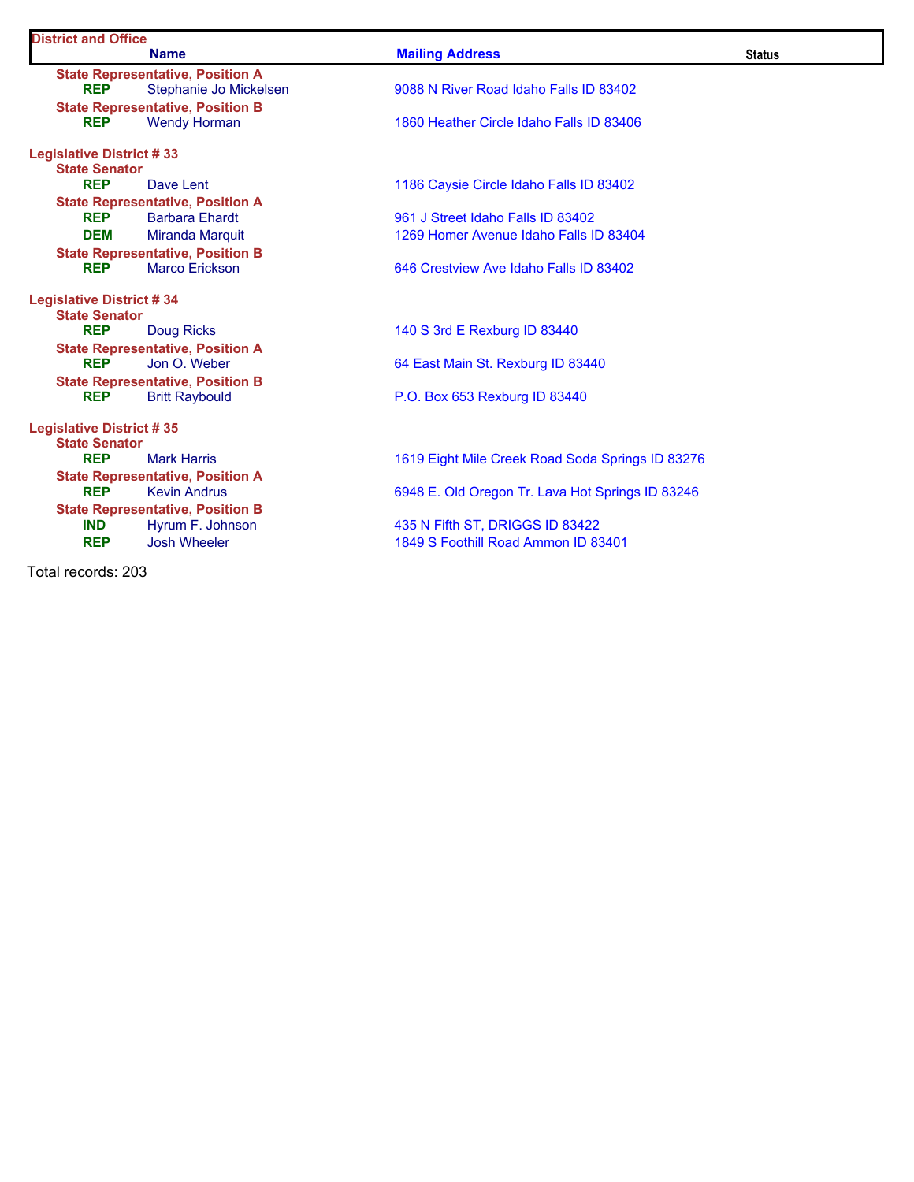| District and Office | Name | Mailing Address | Status |
| --- | --- | --- | --- |
| **State Representative, Position A** | | | |
| REP | Stephanie Jo Mickelsen | 9088 N River Road Idaho Falls ID 83402 | |
| **State Representative, Position B** | | | |
| REP | Wendy Horman | 1860 Heather Circle Idaho Falls ID 83406 | |
| **Legislative District # 33** | | | |
| **State Senator** | | | |
| REP | Dave Lent | 1186 Caysie Circle Idaho Falls ID 83402 | |
| **State Representative, Position A** | | | |
| REP | Barbara Ehardt | 961 J Street Idaho Falls ID 83402 | |
| DEM | Miranda Marquit | 1269 Homer Avenue Idaho Falls ID 83404 | |
| **State Representative, Position B** | | | |
| REP | Marco Erickson | 646 Crestview Ave Idaho Falls ID 83402 | |
| **Legislative District # 34** | | | |
| **State Senator** | | | |
| REP | Doug Ricks | 140 S 3rd E Rexburg ID 83440 | |
| **State Representative, Position A** | | | |
| REP | Jon O. Weber | 64 East Main St. Rexburg ID 83440 | |
| **State Representative, Position B** | | | |
| REP | Britt Raybould | P.O. Box 653 Rexburg ID 83440 | |
| **Legislative District # 35** | | | |
| **State Senator** | | | |
| REP | Mark Harris | 1619 Eight Mile Creek Road Soda Springs ID 83276 | |
| **State Representative, Position A** | | | |
| REP | Kevin Andrus | 6948 E. Old Oregon Tr. Lava Hot Springs ID 83246 | |
| **State Representative, Position B** | | | |
| IND | Hyrum F. Johnson | 435 N Fifth ST, DRIGGS ID 83422 | |
| REP | Josh Wheeler | 1849 S Foothill Road Ammon ID 83401 | |

Total records: 203